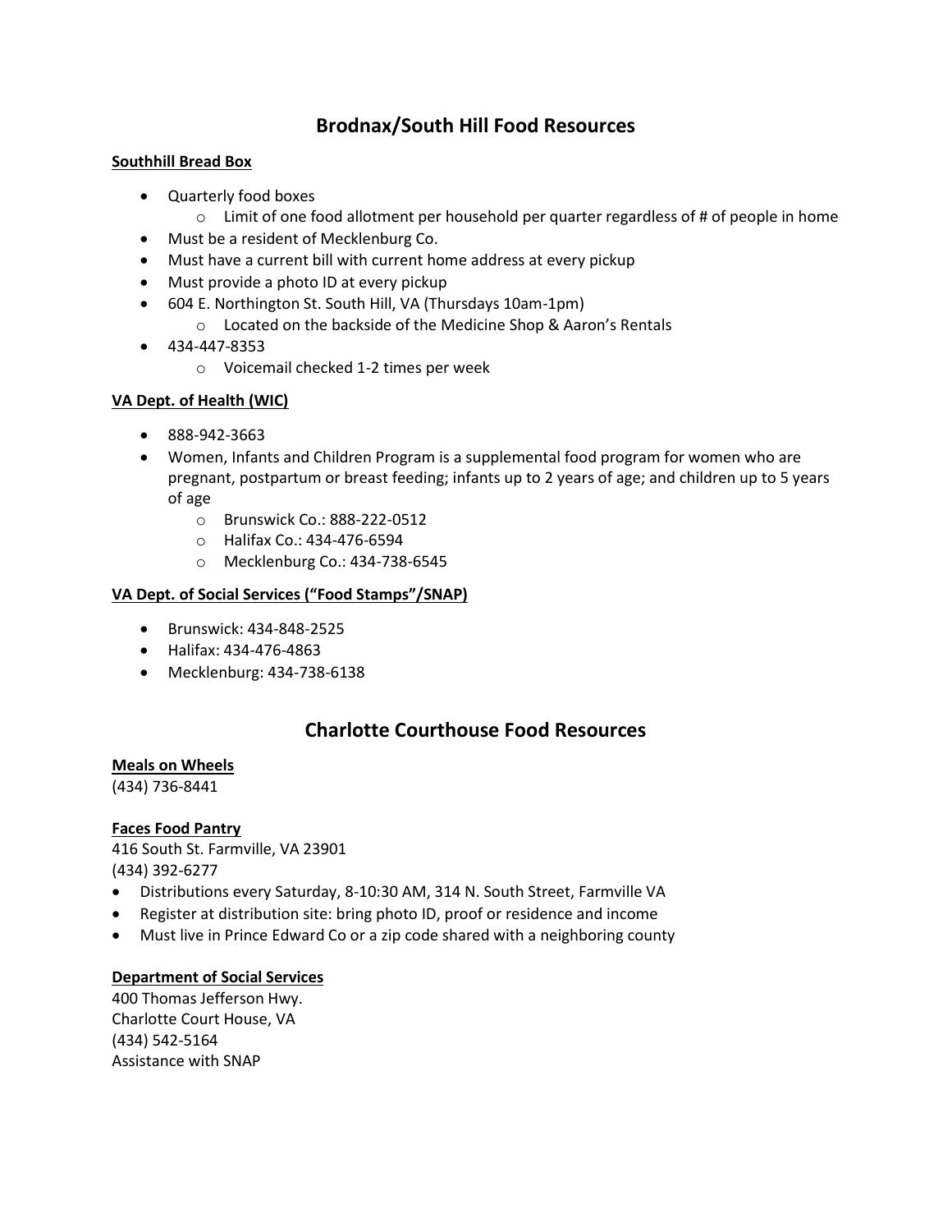## Brodnax/South Hill Food Resources

**Southhill Bread Box**

- Quarterly food boxes
  - Limit of one food allotment per household per quarter regardless of # of people in home
- Must be a resident of Mecklenburg Co.
- Must have a current bill with current home address at every pickup
- Must provide a photo ID at every pickup
- 604 E. Northington St. South Hill, VA (Thursdays 10am-1pm)
  - Located on the backside of the Medicine Shop & Aaron's Rentals
- 434-447-8353
  - Voicemail checked 1-2 times per week

**VA Dept. of Health (WIC)**

- 888-942-3663
- Women, Infants and Children Program is a supplemental food program for women who are pregnant, postpartum or breast feeding; infants up to 2 years of age; and children up to 5 years of age
  - Brunswick Co.: 888-222-0512
  - Halifax Co.: 434-476-6594
  - Mecklenburg Co.: 434-738-6545

**VA Dept. of Social Services ("Food Stamps"/SNAP)**

- Brunswick: 434-848-2525
- Halifax: 434-476-4863
- Mecklenburg: 434-738-6138

## Charlotte Courthouse Food Resources

**Meals on Wheels**
(434) 736-8441

**Faces Food Pantry**
416 South St. Farmville, VA 23901
(434) 392-6277

- Distributions every Saturday, 8-10:30 AM, 314 N. South Street, Farmville VA
- Register at distribution site: bring photo ID, proof or residence and income
- Must live in Prince Edward Co or a zip code shared with a neighboring county

**Department of Social Services**
400 Thomas Jefferson Hwy.
Charlotte Court House, VA
(434) 542-5164
Assistance with SNAP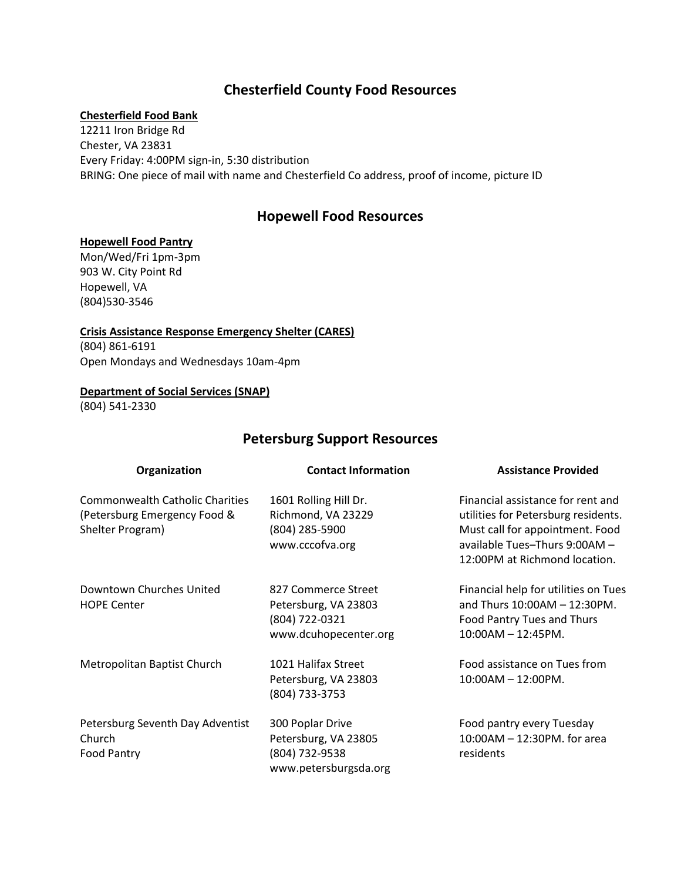## Chesterfield County Food Resources

**Chesterfield Food Bank**
12211 Iron Bridge Rd
Chester, VA 23831
Every Friday: 4:00PM sign-in, 5:30 distribution
BRING: One piece of mail with name and Chesterfield Co address, proof of income, picture ID

## Hopewell Food Resources

**Hopewell Food Pantry**
Mon/Wed/Fri 1pm-3pm
903 W. City Point Rd
Hopewell, VA
(804)530-3546

**Crisis Assistance Response Emergency Shelter (CARES)**
(804) 861-6191
Open Mondays and Wednesdays 10am-4pm

**Department of Social Services (SNAP)**
(804) 541-2330

## Petersburg Support Resources

| Organization | Contact Information | Assistance Provided |
|---|---|---|
| Commonwealth Catholic Charities (Petersburg Emergency Food & Shelter Program) | 1601 Rolling Hill Dr.<br>Richmond, VA 23229<br>(804) 285-5900<br>www.cccofva.org | Financial assistance for rent and utilities for Petersburg residents. Must call for appointment. Food available Tues–Thurs 9:00AM – 12:00PM at Richmond location. |
| Downtown Churches United HOPE Center | 827 Commerce Street<br>Petersburg, VA 23803<br>(804) 722-0321<br>www.dcuhopecenter.org | Financial help for utilities on Tues and Thurs 10:00AM – 12:30PM. Food Pantry Tues and Thurs 10:00AM – 12:45PM. |
| Metropolitan Baptist Church | 1021 Halifax Street<br>Petersburg, VA 23803<br>(804) 733-3753 | Food assistance on Tues from 10:00AM – 12:00PM. |
| Petersburg Seventh Day Adventist Church Food Pantry | 300 Poplar Drive<br>Petersburg, VA 23805<br>(804) 732-9538<br>www.petersburgsda.org | Food pantry every Tuesday 10:00AM – 12:30PM. for area residents |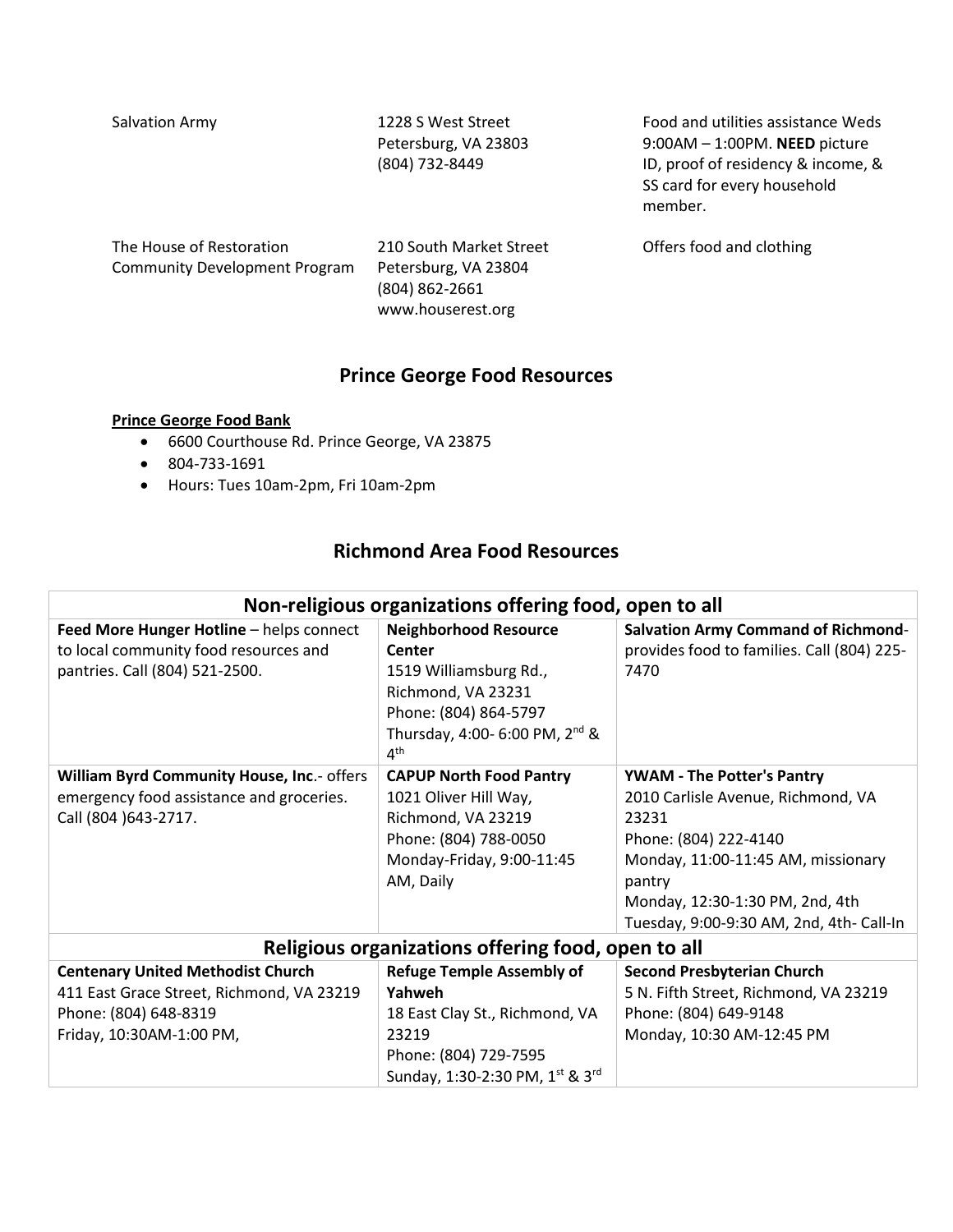| | | |
|---|---|---|
| Salvation Army | 1228 S West Street<br>Petersburg, VA 23803<br>(804) 732-8449 | Food and utilities assistance Weds 9:00AM – 1:00PM. **NEED** picture ID, proof of residency & income, & SS card for every household member. |
| The House of Restoration Community Development Program | 210 South Market Street<br>Petersburg, VA 23804<br>(804) 862-2661<br>www.houserest.org | Offers food and clothing |

## Prince George Food Resources

**Prince George Food Bank**

- 6600 Courthouse Rd. Prince George, VA 23875
- 804-733-1691
- Hours: Tues 10am-2pm, Fri 10am-2pm

## Richmond Area Food Resources

| Non-religious organizations offering food, open to all | | |
|---|---|---|
| **Feed More Hunger Hotline** – helps connect to local community food resources and pantries. Call (804) 521-2500. | **Neighborhood Resource Center**<br>1519 Williamsburg Rd., Richmond, VA 23231<br>Phone: (804) 864-5797<br>Thursday, 4:00- 6:00 PM, 2nd & 4th | **Salvation Army Command of Richmond**- provides food to families. Call (804) 225-7470 |
| **William Byrd Community House, Inc.**- offers emergency food assistance and groceries. Call (804 )643-2717. | **CAPUP North Food Pantry**<br>1021 Oliver Hill Way, Richmond, VA 23219<br>Phone: (804) 788-0050<br>Monday-Friday, 9:00-11:45 AM, Daily | **YWAM - The Potter's Pantry**<br>2010 Carlisle Avenue, Richmond, VA 23231<br>Phone: (804) 222-4140<br>Monday, 11:00-11:45 AM, missionary pantry<br>Monday, 12:30-1:30 PM, 2nd, 4th<br>Tuesday, 9:00-9:30 AM, 2nd, 4th- Call-In |
| **Religious organizations offering food, open to all** | | |
| **Centenary United Methodist Church**<br>411 East Grace Street, Richmond, VA 23219<br>Phone: (804) 648-8319<br>Friday, 10:30AM-1:00 PM, | **Refuge Temple Assembly of Yahweh**<br>18 East Clay St., Richmond, VA 23219<br>Phone: (804) 729-7595<br>Sunday, 1:30-2:30 PM, 1st & 3rd | **Second Presbyterian Church**<br>5 N. Fifth Street, Richmond, VA 23219<br>Phone: (804) 649-9148<br>Monday, 10:30 AM-12:45 PM |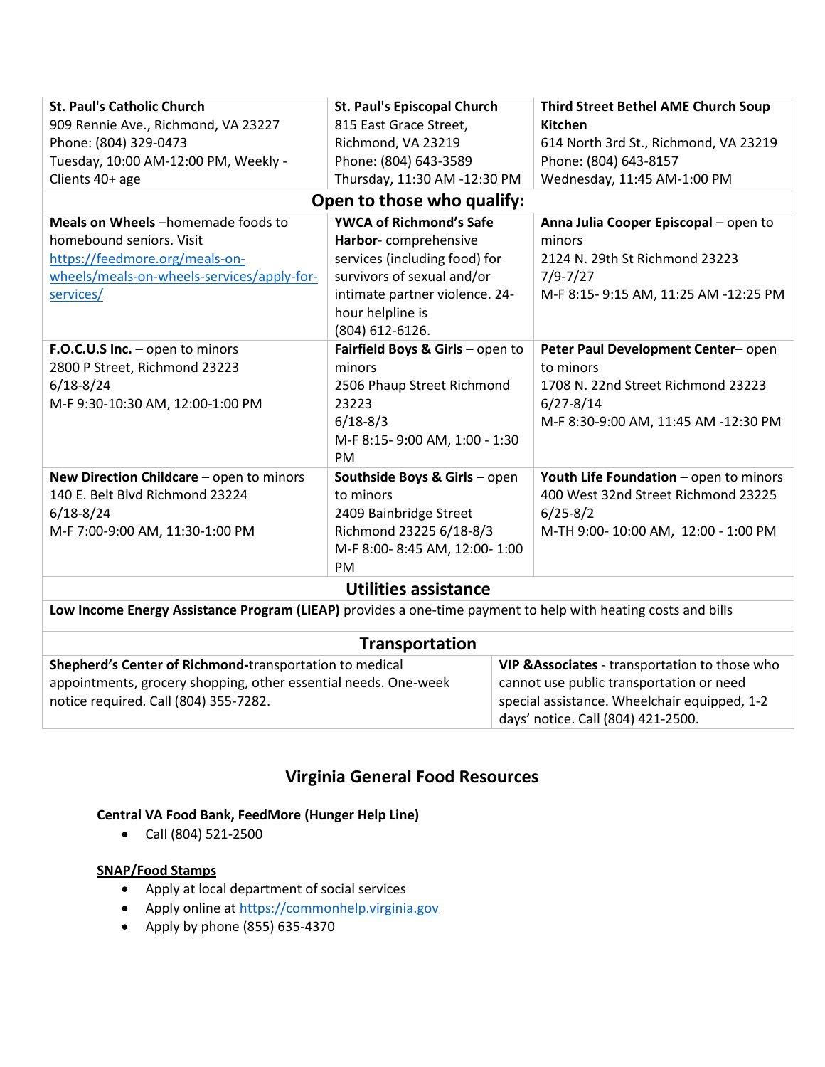| | | |
|---|---|---|
| **St. Paul's Catholic Church**<br>909 Rennie Ave., Richmond, VA 23227<br>Phone: (804) 329-0473<br>Tuesday, 10:00 AM-12:00 PM, Weekly - Clients 40+ age | **St. Paul's Episcopal Church**<br>815 East Grace Street, Richmond, VA 23219<br>Phone: (804) 643-3589<br>Thursday, 11:30 AM -12:30 PM | **Third Street Bethel AME Church Soup Kitchen**<br>614 North 3rd St., Richmond, VA 23219<br>Phone: (804) 643-8157<br>Wednesday, 11:45 AM-1:00 PM |
| **Open to those who qualify:** | | |
| **Meals on Wheels** –homemade foods to homebound seniors. Visit [https://feedmore.org/meals-on-wheels/meals-on-wheels-services/apply-for-services/](https://feedmore.org/meals-on-wheels/meals-on-wheels-services/apply-for-services/) | **YWCA of Richmond's Safe Harbor**- comprehensive services (including food) for survivors of sexual and/or intimate partner violence. 24-hour helpline is (804) 612-6126. | **Anna Julia Cooper Episcopal** – open to minors<br>2124 N. 29th St Richmond 23223<br>7/9-7/27<br>M-F 8:15- 9:15 AM, 11:25 AM -12:25 PM |
| **F.O.C.U.S Inc.** – open to minors<br>2800 P Street, Richmond 23223<br>6/18-8/24<br>M-F 9:30-10:30 AM, 12:00-1:00 PM | **Fairfield Boys & Girls** – open to minors<br>2506 Phaup Street Richmond 23223<br>6/18-8/3<br>M-F 8:15- 9:00 AM, 1:00 - 1:30 PM | **Peter Paul Development Center**– open to minors<br>1708 N. 22nd Street Richmond 23223<br>6/27-8/14<br>M-F 8:30-9:00 AM, 11:45 AM -12:30 PM |
| **New Direction Childcare** – open to minors<br>140 E. Belt Blvd Richmond 23224<br>6/18-8/24<br>M-F 7:00-9:00 AM, 11:30-1:00 PM | **Southside Boys & Girls** – open to minors<br>2409 Bainbridge Street Richmond 23225 6/18-8/3<br>M-F 8:00- 8:45 AM, 12:00- 1:00 PM | **Youth Life Foundation** – open to minors<br>400 West 32nd Street Richmond 23225<br>6/25-8/2<br>M-TH 9:00- 10:00 AM, 12:00 - 1:00 PM |
| **Utilities assistance** | | |
| **Low Income Energy Assistance Program (LIEAP)** provides a one-time payment to help with heating costs and bills | | |
| **Transportation** | | |
| **Shepherd's Center of Richmond**-transportation to medical appointments, grocery shopping, other essential needs. One-week notice required. Call (804) 355-7282. | **VIP &Associates** - transportation to those who cannot use public transportation or need special assistance. Wheelchair equipped, 1-2 days' notice. Call (804) 421-2500. | |

## Virginia General Food Resources

**Central VA Food Bank, FeedMore (Hunger Help Line)**

- Call (804) 521-2500

**SNAP/Food Stamps**

- Apply at local department of social services
- Apply online at [https://commonhelp.virginia.gov](https://commonhelp.virginia.gov)
- Apply by phone (855) 635-4370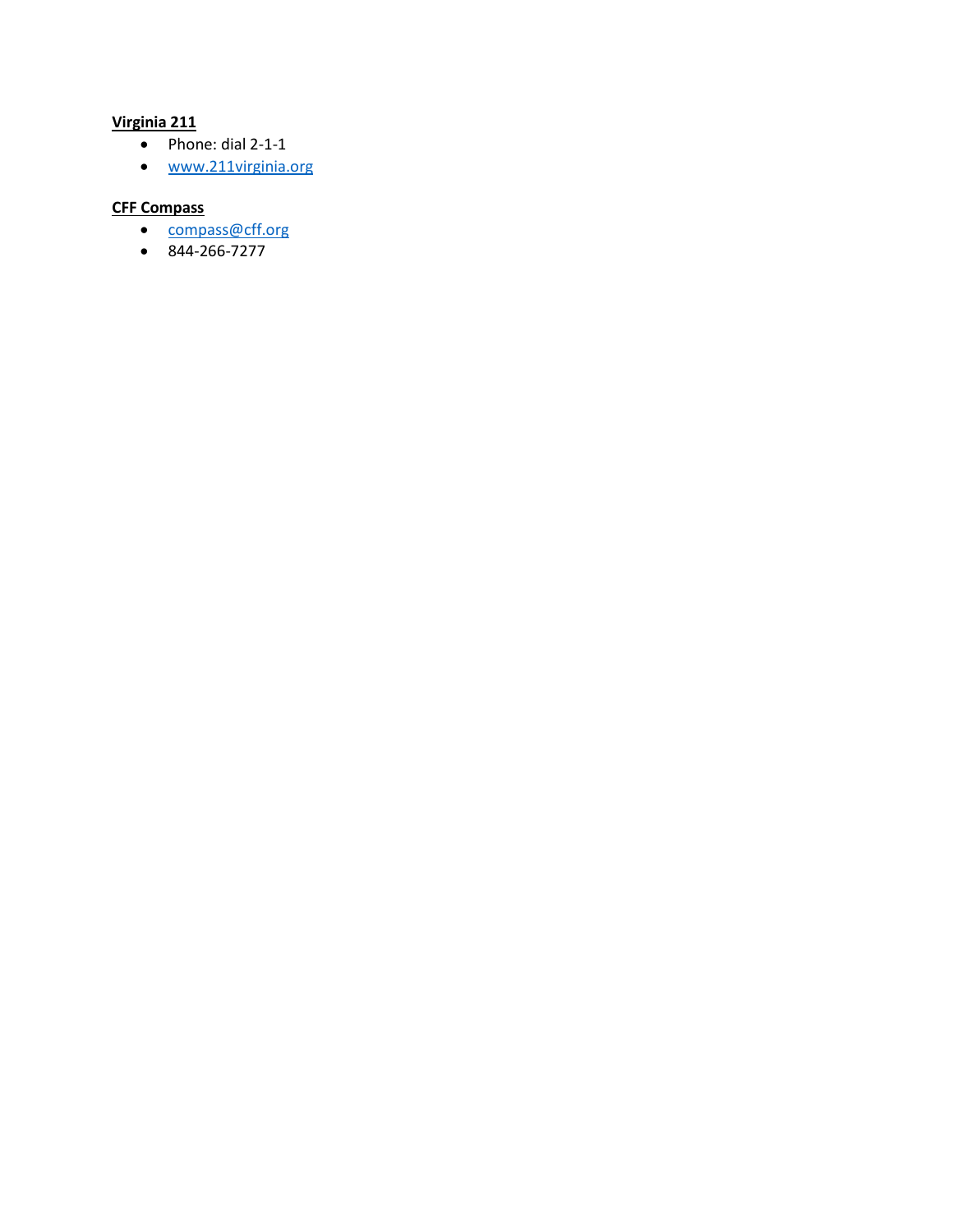**Virginia 211**

- Phone: dial 2-1-1
- www.211virginia.org

**CFF Compass**

- compass@cff.org
- 844-266-7277